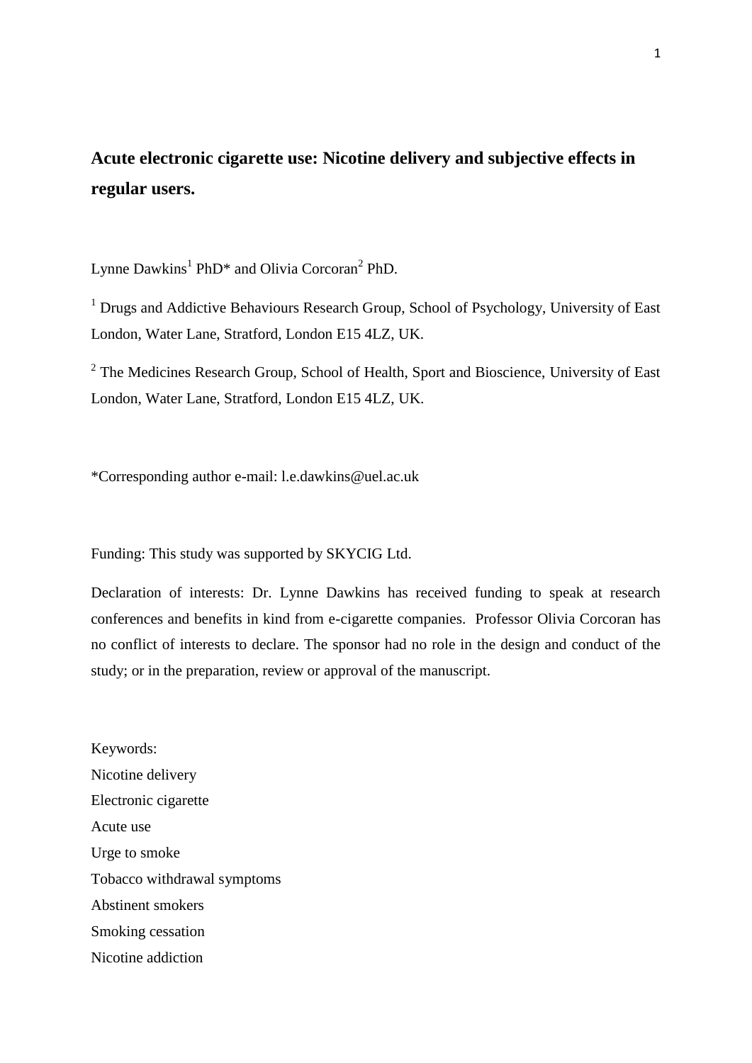# Acute electronic cigarette use: Nicotine delivery and subjective effects in regular users.

Lynne Dawkins[1] PhD* and Olivia Corcoran[2] PhD.

[1] Drugs and Addictive Behaviours Research Group, School of Psychology, University of East London, Water Lane, Stratford, London E15 4LZ, UK.

[2] The Medicines Research Group, School of Health, Sport and Bioscience, University of East London, Water Lane, Stratford, London E15 4LZ, UK.

*Corresponding author e-mail: l.e.dawkins@uel.ac.uk

Funding: This study was supported by SKYCIG Ltd.

Declaration of interests: Dr. Lynne Dawkins has received funding to speak at research conferences and benefits in kind from e-cigarette companies. Professor Olivia Corcoran has no conflict of interests to declare. The sponsor had no role in the design and conduct of the study; or in the preparation, review or approval of the manuscript.

Keywords:
Nicotine delivery
Electronic cigarette
Acute use
Urge to smoke
Tobacco withdrawal symptoms
Abstinent smokers
Smoking cessation
Nicotine addiction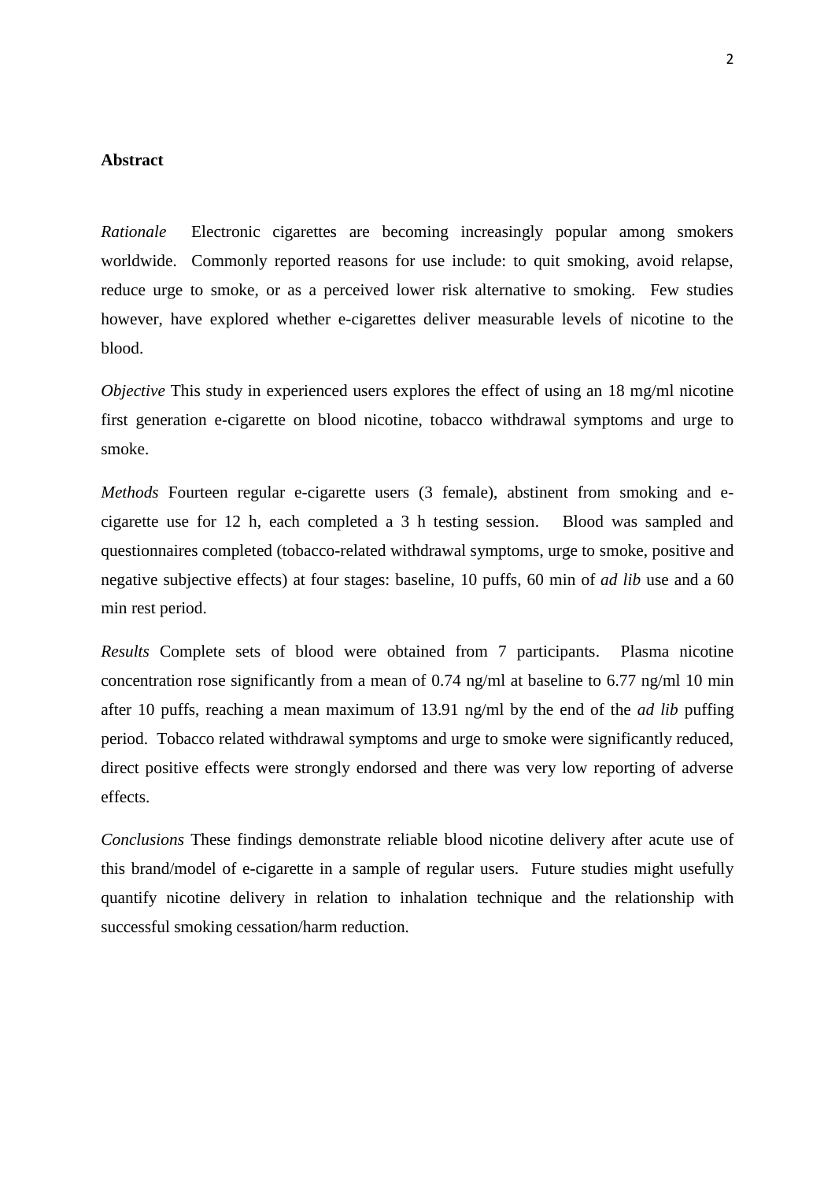**Abstract**

*Rationale* Electronic cigarettes are becoming increasingly popular among smokers worldwide. Commonly reported reasons for use include: to quit smoking, avoid relapse, reduce urge to smoke, or as a perceived lower risk alternative to smoking. Few studies however, have explored whether e-cigarettes deliver measurable levels of nicotine to the blood.

*Objective* This study in experienced users explores the effect of using an 18 mg/ml nicotine first generation e-cigarette on blood nicotine, tobacco withdrawal symptoms and urge to smoke.

*Methods* Fourteen regular e-cigarette users (3 female), abstinent from smoking and e-cigarette use for 12 h, each completed a 3 h testing session. Blood was sampled and questionnaires completed (tobacco-related withdrawal symptoms, urge to smoke, positive and negative subjective effects) at four stages: baseline, 10 puffs, 60 min of *ad lib* use and a 60 min rest period.

*Results* Complete sets of blood were obtained from 7 participants. Plasma nicotine concentration rose significantly from a mean of 0.74 ng/ml at baseline to 6.77 ng/ml 10 min after 10 puffs, reaching a mean maximum of 13.91 ng/ml by the end of the *ad lib* puffing period. Tobacco related withdrawal symptoms and urge to smoke were significantly reduced, direct positive effects were strongly endorsed and there was very low reporting of adverse effects.

*Conclusions* These findings demonstrate reliable blood nicotine delivery after acute use of this brand/model of e-cigarette in a sample of regular users. Future studies might usefully quantify nicotine delivery in relation to inhalation technique and the relationship with successful smoking cessation/harm reduction.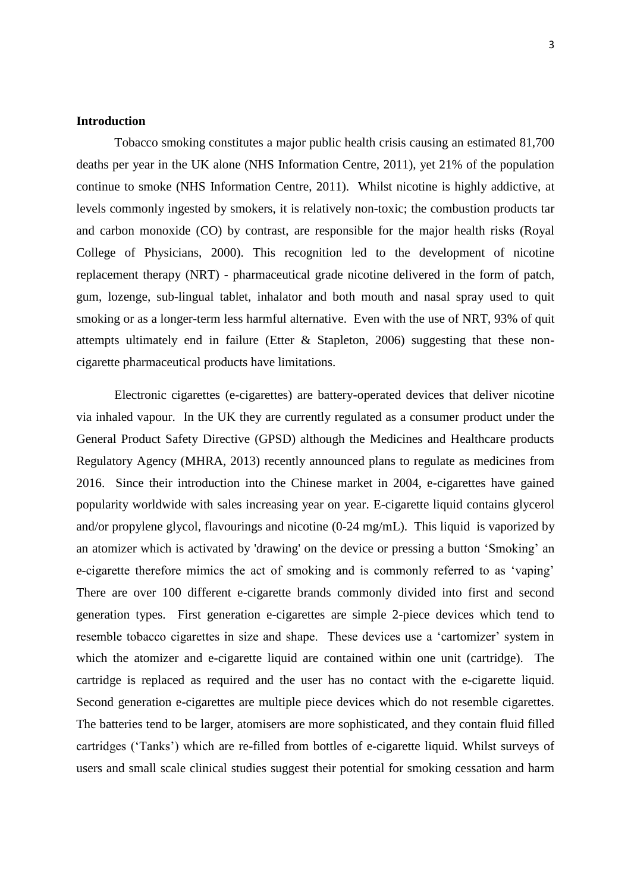**Introduction**

Tobacco smoking constitutes a major public health crisis causing an estimated 81,700 deaths per year in the UK alone (NHS Information Centre, 2011), yet 21% of the population continue to smoke (NHS Information Centre, 2011). Whilst nicotine is highly addictive, at levels commonly ingested by smokers, it is relatively non-toxic; the combustion products tar and carbon monoxide (CO) by contrast, are responsible for the major health risks (Royal College of Physicians, 2000). This recognition led to the development of nicotine replacement therapy (NRT) - pharmaceutical grade nicotine delivered in the form of patch, gum, lozenge, sub-lingual tablet, inhalator and both mouth and nasal spray used to quit smoking or as a longer-term less harmful alternative. Even with the use of NRT, 93% of quit attempts ultimately end in failure (Etter & Stapleton, 2006) suggesting that these non-cigarette pharmaceutical products have limitations.

Electronic cigarettes (e-cigarettes) are battery-operated devices that deliver nicotine via inhaled vapour. In the UK they are currently regulated as a consumer product under the General Product Safety Directive (GPSD) although the Medicines and Healthcare products Regulatory Agency (MHRA, 2013) recently announced plans to regulate as medicines from 2016. Since their introduction into the Chinese market in 2004, e-cigarettes have gained popularity worldwide with sales increasing year on year. E-cigarette liquid contains glycerol and/or propylene glycol, flavourings and nicotine (0-24 mg/mL). This liquid is vaporized by an atomizer which is activated by 'drawing' on the device or pressing a button 'Smoking' an e-cigarette therefore mimics the act of smoking and is commonly referred to as 'vaping' There are over 100 different e-cigarette brands commonly divided into first and second generation types. First generation e-cigarettes are simple 2-piece devices which tend to resemble tobacco cigarettes in size and shape. These devices use a 'cartomizer' system in which the atomizer and e-cigarette liquid are contained within one unit (cartridge). The cartridge is replaced as required and the user has no contact with the e-cigarette liquid. Second generation e-cigarettes are multiple piece devices which do not resemble cigarettes. The batteries tend to be larger, atomisers are more sophisticated, and they contain fluid filled cartridges ('Tanks') which are re-filled from bottles of e-cigarette liquid. Whilst surveys of users and small scale clinical studies suggest their potential for smoking cessation and harm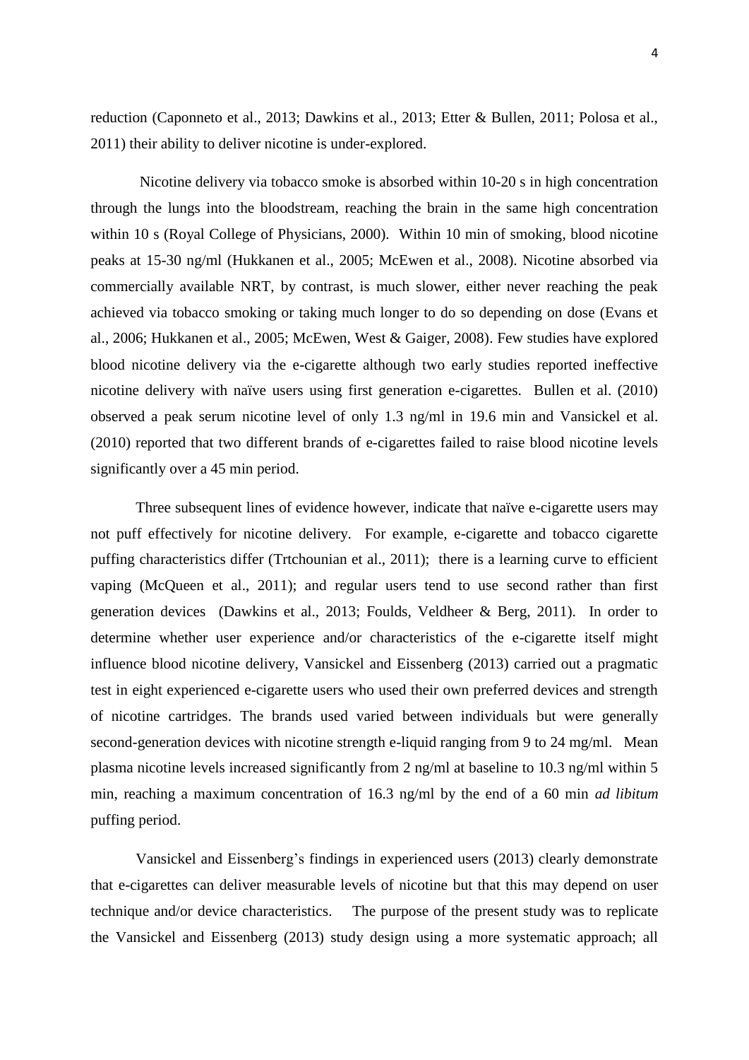reduction (Caponneto et al., 2013; Dawkins et al., 2013; Etter & Bullen, 2011; Polosa et al., 2011) their ability to deliver nicotine is under-explored.

Nicotine delivery via tobacco smoke is absorbed within 10-20 s in high concentration through the lungs into the bloodstream, reaching the brain in the same high concentration within 10 s (Royal College of Physicians, 2000). Within 10 min of smoking, blood nicotine peaks at 15-30 ng/ml (Hukkanen et al., 2005; McEwen et al., 2008). Nicotine absorbed via commercially available NRT, by contrast, is much slower, either never reaching the peak achieved via tobacco smoking or taking much longer to do so depending on dose (Evans et al., 2006; Hukkanen et al., 2005; McEwen, West & Gaiger, 2008). Few studies have explored blood nicotine delivery via the e-cigarette although two early studies reported ineffective nicotine delivery with naïve users using first generation e-cigarettes. Bullen et al. (2010) observed a peak serum nicotine level of only 1.3 ng/ml in 19.6 min and Vansickel et al. (2010) reported that two different brands of e-cigarettes failed to raise blood nicotine levels significantly over a 45 min period.

Three subsequent lines of evidence however, indicate that naïve e-cigarette users may not puff effectively for nicotine delivery. For example, e-cigarette and tobacco cigarette puffing characteristics differ (Trtchounian et al., 2011); there is a learning curve to efficient vaping (McQueen et al., 2011); and regular users tend to use second rather than first generation devices (Dawkins et al., 2013; Foulds, Veldheer & Berg, 2011). In order to determine whether user experience and/or characteristics of the e-cigarette itself might influence blood nicotine delivery, Vansickel and Eissenberg (2013) carried out a pragmatic test in eight experienced e-cigarette users who used their own preferred devices and strength of nicotine cartridges. The brands used varied between individuals but were generally second-generation devices with nicotine strength e-liquid ranging from 9 to 24 mg/ml. Mean plasma nicotine levels increased significantly from 2 ng/ml at baseline to 10.3 ng/ml within 5 min, reaching a maximum concentration of 16.3 ng/ml by the end of a 60 min *ad libitum* puffing period.

Vansickel and Eissenberg's findings in experienced users (2013) clearly demonstrate that e-cigarettes can deliver measurable levels of nicotine but that this may depend on user technique and/or device characteristics. The purpose of the present study was to replicate the Vansickel and Eissenberg (2013) study design using a more systematic approach; all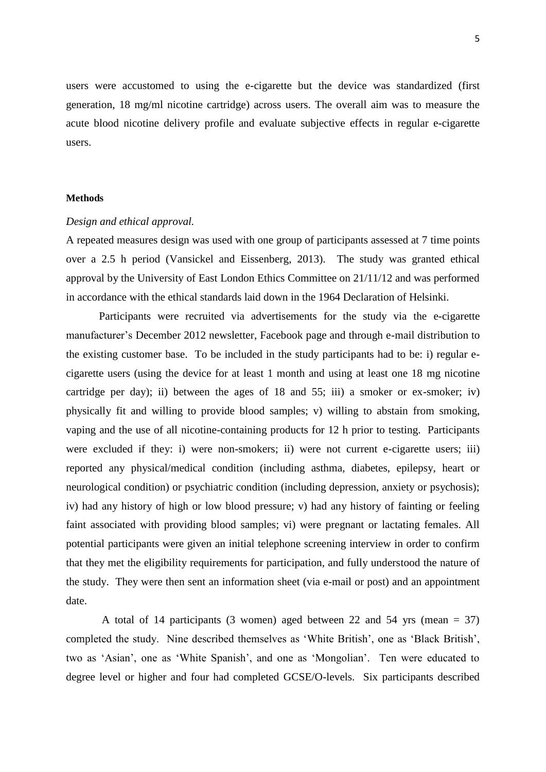users were accustomed to using the e-cigarette but the device was standardized (first generation, 18 mg/ml nicotine cartridge) across users. The overall aim was to measure the acute blood nicotine delivery profile and evaluate subjective effects in regular e-cigarette users.

## Methods

*Design and ethical approval.*

A repeated measures design was used with one group of participants assessed at 7 time points over a 2.5 h period (Vansickel and Eissenberg, 2013). The study was granted ethical approval by the University of East London Ethics Committee on 21/11/12 and was performed in accordance with the ethical standards laid down in the 1964 Declaration of Helsinki.

Participants were recruited via advertisements for the study via the e-cigarette manufacturer's December 2012 newsletter, Facebook page and through e-mail distribution to the existing customer base. To be included in the study participants had to be: i) regular e-cigarette users (using the device for at least 1 month and using at least one 18 mg nicotine cartridge per day); ii) between the ages of 18 and 55; iii) a smoker or ex-smoker; iv) physically fit and willing to provide blood samples; v) willing to abstain from smoking, vaping and the use of all nicotine-containing products for 12 h prior to testing. Participants were excluded if they: i) were non-smokers; ii) were not current e-cigarette users; iii) reported any physical/medical condition (including asthma, diabetes, epilepsy, heart or neurological condition) or psychiatric condition (including depression, anxiety or psychosis); iv) had any history of high or low blood pressure; v) had any history of fainting or feeling faint associated with providing blood samples; vi) were pregnant or lactating females. All potential participants were given an initial telephone screening interview in order to confirm that they met the eligibility requirements for participation, and fully understood the nature of the study. They were then sent an information sheet (via e-mail or post) and an appointment date.

A total of 14 participants (3 women) aged between 22 and 54 yrs (mean = 37) completed the study. Nine described themselves as 'White British', one as 'Black British', two as 'Asian', one as 'White Spanish', and one as 'Mongolian'. Ten were educated to degree level or higher and four had completed GCSE/O-levels. Six participants described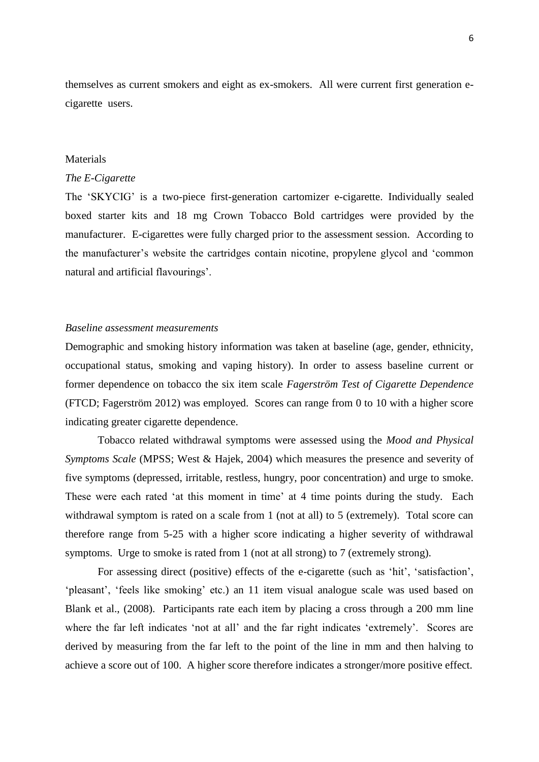themselves as current smokers and eight as ex-smokers. All were current first generation e-cigarette users.

## Materials

### *The E-Cigarette*

The 'SKYCIG' is a two-piece first-generation cartomizer e-cigarette. Individually sealed boxed starter kits and 18 mg Crown Tobacco Bold cartridges were provided by the manufacturer. E-cigarettes were fully charged prior to the assessment session. According to the manufacturer's website the cartridges contain nicotine, propylene glycol and 'common natural and artificial flavourings'.

### *Baseline assessment measurements*

Demographic and smoking history information was taken at baseline (age, gender, ethnicity, occupational status, smoking and vaping history). In order to assess baseline current or former dependence on tobacco the six item scale *Fagerström Test of Cigarette Dependence* (FTCD; Fagerström 2012) was employed. Scores can range from 0 to 10 with a higher score indicating greater cigarette dependence.

Tobacco related withdrawal symptoms were assessed using the *Mood and Physical Symptoms Scale* (MPSS; West & Hajek, 2004) which measures the presence and severity of five symptoms (depressed, irritable, restless, hungry, poor concentration) and urge to smoke. These were each rated 'at this moment in time' at 4 time points during the study. Each withdrawal symptom is rated on a scale from 1 (not at all) to 5 (extremely). Total score can therefore range from 5-25 with a higher score indicating a higher severity of withdrawal symptoms. Urge to smoke is rated from 1 (not at all strong) to 7 (extremely strong).

For assessing direct (positive) effects of the e-cigarette (such as 'hit', 'satisfaction', 'pleasant', 'feels like smoking' etc.) an 11 item visual analogue scale was used based on Blank et al., (2008). Participants rate each item by placing a cross through a 200 mm line where the far left indicates 'not at all' and the far right indicates 'extremely'. Scores are derived by measuring from the far left to the point of the line in mm and then halving to achieve a score out of 100. A higher score therefore indicates a stronger/more positive effect.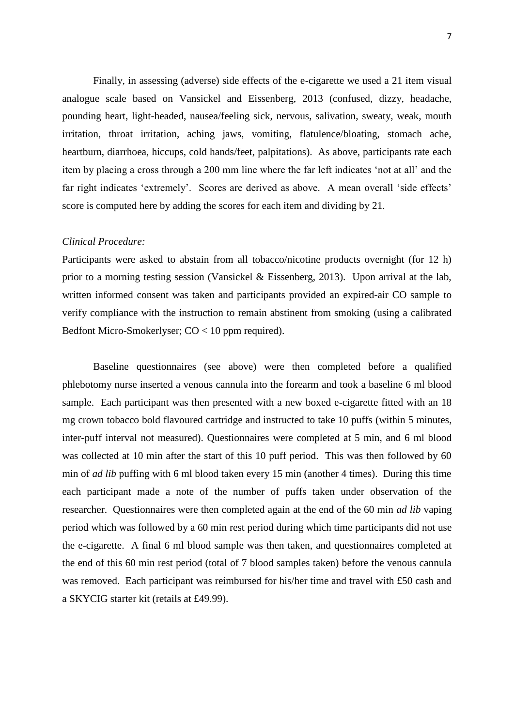Finally, in assessing (adverse) side effects of the e-cigarette we used a 21 item visual analogue scale based on Vansickel and Eissenberg, 2013 (confused, dizzy, headache, pounding heart, light-headed, nausea/feeling sick, nervous, salivation, sweaty, weak, mouth irritation, throat irritation, aching jaws, vomiting, flatulence/bloating, stomach ache, heartburn, diarrhoea, hiccups, cold hands/feet, palpitations). As above, participants rate each item by placing a cross through a 200 mm line where the far left indicates 'not at all' and the far right indicates 'extremely'. Scores are derived as above. A mean overall 'side effects' score is computed here by adding the scores for each item and dividing by 21.

*Clinical Procedure:*

Participants were asked to abstain from all tobacco/nicotine products overnight (for 12 h) prior to a morning testing session (Vansickel & Eissenberg, 2013). Upon arrival at the lab, written informed consent was taken and participants provided an expired-air CO sample to verify compliance with the instruction to remain abstinent from smoking (using a calibrated Bedfont Micro-Smokerlyser; CO < 10 ppm required).

Baseline questionnaires (see above) were then completed before a qualified phlebotomy nurse inserted a venous cannula into the forearm and took a baseline 6 ml blood sample. Each participant was then presented with a new boxed e-cigarette fitted with an 18 mg crown tobacco bold flavoured cartridge and instructed to take 10 puffs (within 5 minutes, inter-puff interval not measured). Questionnaires were completed at 5 min, and 6 ml blood was collected at 10 min after the start of this 10 puff period. This was then followed by 60 min of *ad lib* puffing with 6 ml blood taken every 15 min (another 4 times). During this time each participant made a note of the number of puffs taken under observation of the researcher. Questionnaires were then completed again at the end of the 60 min *ad lib* vaping period which was followed by a 60 min rest period during which time participants did not use the e-cigarette. A final 6 ml blood sample was then taken, and questionnaires completed at the end of this 60 min rest period (total of 7 blood samples taken) before the venous cannula was removed. Each participant was reimbursed for his/her time and travel with £50 cash and a SKYCIG starter kit (retails at £49.99).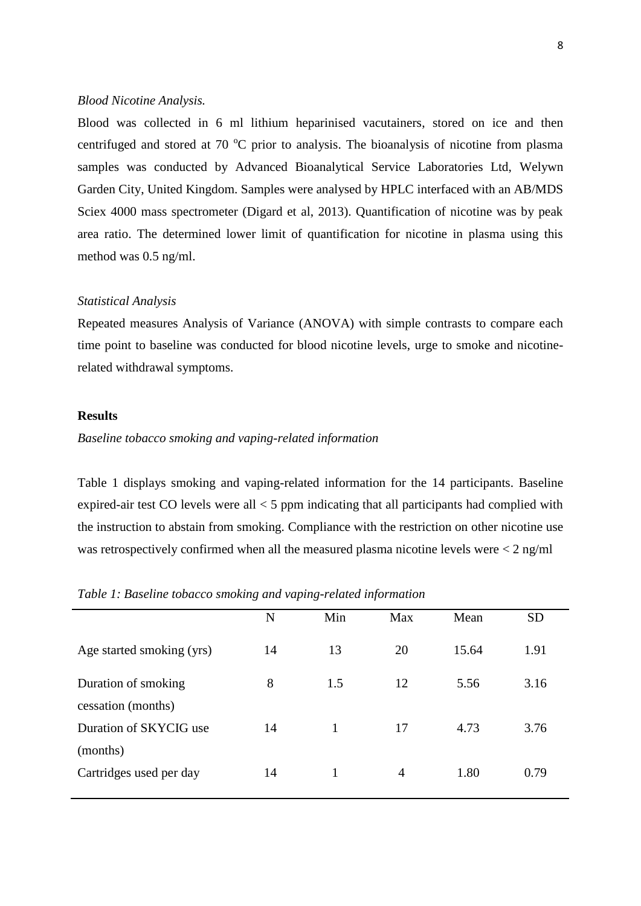*Blood Nicotine Analysis.*

Blood was collected in 6 ml lithium heparinised vacutainers, stored on ice and then centrifuged and stored at 70 $^{o}$C prior to analysis. The bioanalysis of nicotine from plasma samples was conducted by Advanced Bioanalytical Service Laboratories Ltd, Welywn Garden City, United Kingdom. Samples were analysed by HPLC interfaced with an AB/MDS Sciex 4000 mass spectrometer (Digard et al, 2013). Quantification of nicotine was by peak area ratio. The determined lower limit of quantification for nicotine in plasma using this method was 0.5 ng/ml.

*Statistical Analysis*

Repeated measures Analysis of Variance (ANOVA) with simple contrasts to compare each time point to baseline was conducted for blood nicotine levels, urge to smoke and nicotine-related withdrawal symptoms.

**Results**

*Baseline tobacco smoking and vaping-related information*

Table 1 displays smoking and vaping-related information for the 14 participants. Baseline expired-air test CO levels were all < 5 ppm indicating that all participants had complied with the instruction to abstain from smoking. Compliance with the restriction on other nicotine use was retrospectively confirmed when all the measured plasma nicotine levels were < 2 ng/ml

*Table 1: Baseline tobacco smoking and vaping-related information*

| | N | Min | Max | Mean | SD |
|---|---|---|---|---|---|
| Age started smoking (yrs) | 14 | 13 | 20 | 15.64 | 1.91 |
| Duration of smoking cessation (months) | 8 | 1.5 | 12 | 5.56 | 3.16 |
| Duration of SKYCIG use (months) | 14 | 1 | 17 | 4.73 | 3.76 |
| Cartridges used per day | 14 | 1 | 4 | 1.80 | 0.79 |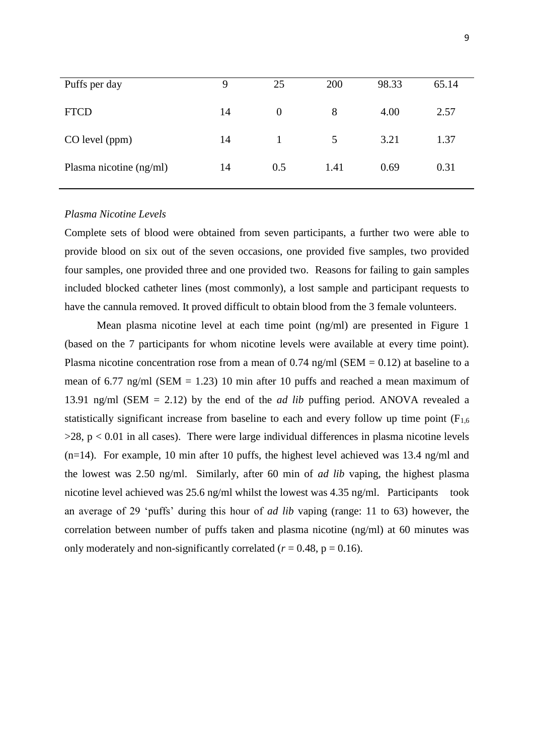| | | | | | |
|---|---|---|---|---|---|
| Puffs per day | 9 | 25 | 200 | 98.33 | 65.14 |
| FTCD | 14 | 0 | 8 | 4.00 | 2.57 |
| CO level (ppm) | 14 | 1 | 5 | 3.21 | 1.37 |
| Plasma nicotine (ng/ml) | 14 | 0.5 | 1.41 | 0.69 | 0.31 |

*Plasma Nicotine Levels*

Complete sets of blood were obtained from seven participants, a further two were able to provide blood on six out of the seven occasions, one provided five samples, two provided four samples, one provided three and one provided two. Reasons for failing to gain samples included blocked catheter lines (most commonly), a lost sample and participant requests to have the cannula removed. It proved difficult to obtain blood from the 3 female volunteers.

Mean plasma nicotine level at each time point (ng/ml) are presented in Figure 1 (based on the 7 participants for whom nicotine levels were available at every time point). Plasma nicotine concentration rose from a mean of 0.74 ng/ml (SEM = 0.12) at baseline to a mean of 6.77 ng/ml (SEM = 1.23) 10 min after 10 puffs and reached a mean maximum of 13.91 ng/ml (SEM = 2.12) by the end of the *ad lib* puffing period. ANOVA revealed a statistically significant increase from baseline to each and every follow up time point ($F_{1,6} > 28$, $p < 0.01$ in all cases). There were large individual differences in plasma nicotine levels (n=14). For example, 10 min after 10 puffs, the highest level achieved was 13.4 ng/ml and the lowest was 2.50 ng/ml. Similarly, after 60 min of *ad lib* vaping, the highest plasma nicotine level achieved was 25.6 ng/ml whilst the lowest was 4.35 ng/ml. Participants took an average of 29 'puffs' during this hour of *ad lib* vaping (range: 11 to 63) however, the correlation between number of puffs taken and plasma nicotine (ng/ml) at 60 minutes was only moderately and non-significantly correlated ($r = 0.48$, $p = 0.16$).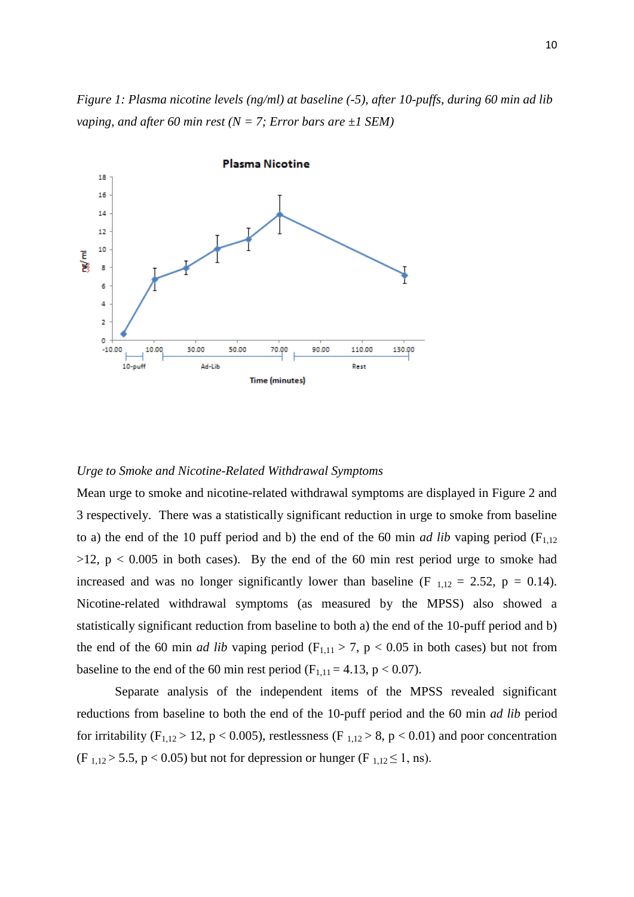*Figure 1: Plasma nicotine levels (ng/ml) at baseline (-5), after 10-puffs, during 60 min ad lib vaping, and after 60 min rest (N = 7; Error bars are ±1 SEM)*

Plasma Nicotine

ng/ml

18
16
14
12
10
8
6
4
2
0

-10.00 10.00 30.00 50.00 70.00 90.00 110.00 130.00

10-puff Ad-Lib Rest

Time (minutes)

*Urge to Smoke and Nicotine-Related Withdrawal Symptoms*

Mean urge to smoke and nicotine-related withdrawal symptoms are displayed in Figure 2 and 3 respectively. There was a statistically significant reduction in urge to smoke from baseline to a) the end of the 10 puff period and b) the end of the 60 min *ad lib* vaping period ($F_{1,12} > 12$, $p < 0.005$ in both cases). By the end of the 60 min rest period urge to smoke had increased and was no longer significantly lower than baseline ($F_{1,12} = 2.52$, $p = 0.14$). Nicotine-related withdrawal symptoms (as measured by the MPSS) also showed a statistically significant reduction from baseline to both a) the end of the 10-puff period and b) the end of the 60 min *ad lib* vaping period ($F_{1,11} > 7$, $p < 0.05$ in both cases) but not from baseline to the end of the 60 min rest period ($F_{1,11} = 4.13$, $p < 0.07$).

Separate analysis of the independent items of the MPSS revealed significant reductions from baseline to both the end of the 10-puff period and the 60 min *ad lib* period for irritability ($F_{1,12} > 12$, $p < 0.005$), restlessness ($F_{1,12} > 8$, $p < 0.01$) and poor concentration ($F_{1,12} > 5.5$, $p < 0.05$) but not for depression or hunger ($F_{1,12} \leq 1$, ns).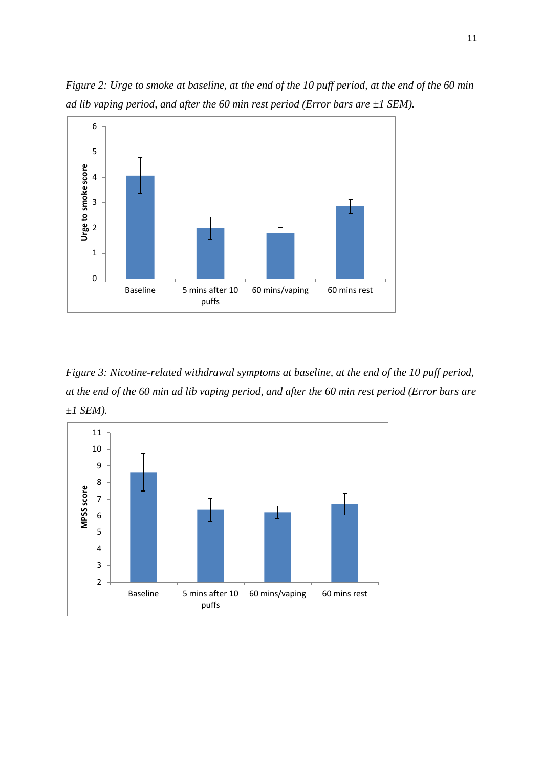*Figure 2: Urge to smoke at baseline, at the end of the 10 puff period, at the end of the 60 min ad lib vaping period, and after the 60 min rest period (Error bars are ±1 SEM).*

Urge to smoke score

0
1
2
3
4
5
6

Baseline
5 mins after 10 puffs
60 mins/vaping
60 mins rest

*Figure 3: Nicotine-related withdrawal symptoms at baseline, at the end of the 10 puff period, at the end of the 60 min ad lib vaping period, and after the 60 min rest period (Error bars are ±1 SEM).*

MPSS score

2
3
4
5
6
7
8
9
10
11

Baseline
5 mins after 10 puffs
60 mins/vaping
60 mins rest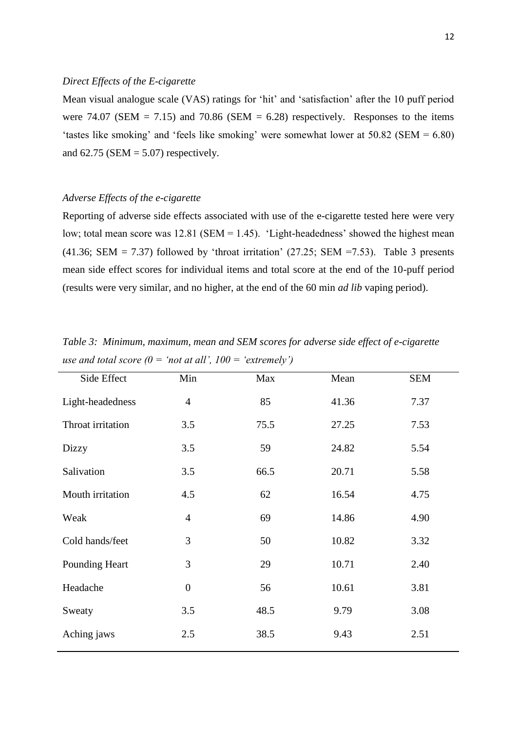*Direct Effects of the E-cigarette*

Mean visual analogue scale (VAS) ratings for 'hit' and 'satisfaction' after the 10 puff period were 74.07 (SEM = 7.15) and 70.86 (SEM = 6.28) respectively. Responses to the items 'tastes like smoking' and 'feels like smoking' were somewhat lower at 50.82 (SEM = 6.80) and 62.75 (SEM = 5.07) respectively.

*Adverse Effects of the e-cigarette*

Reporting of adverse side effects associated with use of the e-cigarette tested here were very low; total mean score was 12.81 (SEM = 1.45). 'Light-headedness' showed the highest mean (41.36; SEM = 7.37) followed by 'throat irritation' (27.25; SEM =7.53). Table 3 presents mean side effect scores for individual items and total score at the end of the 10-puff period (results were very similar, and no higher, at the end of the 60 min *ad lib* vaping period).

*Table 3: Minimum, maximum, mean and SEM scores for adverse side effect of e-cigarette use and total score (0 = 'not at all', 100 = 'extremely')*

| Side Effect | Min | Max | Mean | SEM |
|---|---|---|---|---|
| Light-headedness | 4 | 85 | 41.36 | 7.37 |
| Throat irritation | 3.5 | 75.5 | 27.25 | 7.53 |
| Dizzy | 3.5 | 59 | 24.82 | 5.54 |
| Salivation | 3.5 | 66.5 | 20.71 | 5.58 |
| Mouth irritation | 4.5 | 62 | 16.54 | 4.75 |
| Weak | 4 | 69 | 14.86 | 4.90 |
| Cold hands/feet | 3 | 50 | 10.82 | 3.32 |
| Pounding Heart | 3 | 29 | 10.71 | 2.40 |
| Headache | 0 | 56 | 10.61 | 3.81 |
| Sweaty | 3.5 | 48.5 | 9.79 | 3.08 |
| Aching jaws | 2.5 | 38.5 | 9.43 | 2.51 |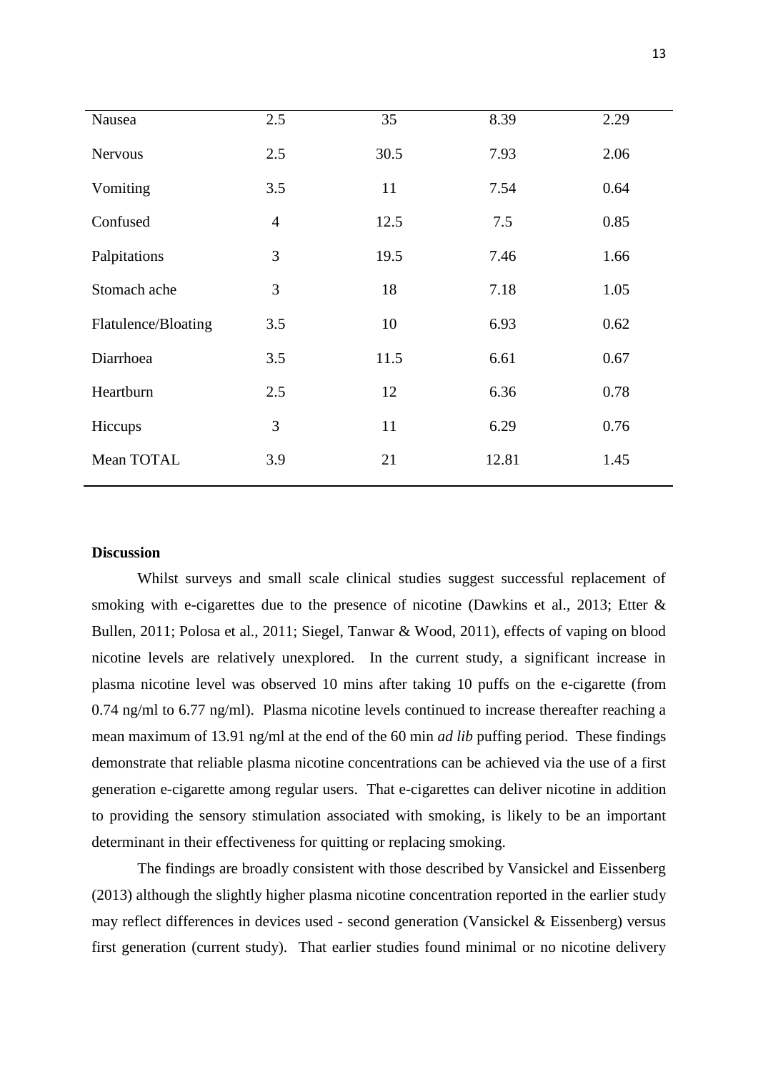| | | | | |
|---|---|---|---|---|
| Nausea | 2.5 | 35 | 8.39 | 2.29 |
| Nervous | 2.5 | 30.5 | 7.93 | 2.06 |
| Vomiting | 3.5 | 11 | 7.54 | 0.64 |
| Confused | 4 | 12.5 | 7.5 | 0.85 |
| Palpitations | 3 | 19.5 | 7.46 | 1.66 |
| Stomach ache | 3 | 18 | 7.18 | 1.05 |
| Flatulence/Bloating | 3.5 | 10 | 6.93 | 0.62 |
| Diarrhoea | 3.5 | 11.5 | 6.61 | 0.67 |
| Heartburn | 2.5 | 12 | 6.36 | 0.78 |
| Hiccups | 3 | 11 | 6.29 | 0.76 |
| Mean TOTAL | 3.9 | 21 | 12.81 | 1.45 |

**Discussion**

Whilst surveys and small scale clinical studies suggest successful replacement of smoking with e-cigarettes due to the presence of nicotine (Dawkins et al., 2013; Etter & Bullen, 2011; Polosa et al., 2011; Siegel, Tanwar & Wood, 2011), effects of vaping on blood nicotine levels are relatively unexplored. In the current study, a significant increase in plasma nicotine level was observed 10 mins after taking 10 puffs on the e-cigarette (from 0.74 ng/ml to 6.77 ng/ml). Plasma nicotine levels continued to increase thereafter reaching a mean maximum of 13.91 ng/ml at the end of the 60 min *ad lib* puffing period. These findings demonstrate that reliable plasma nicotine concentrations can be achieved via the use of a first generation e-cigarette among regular users. That e-cigarettes can deliver nicotine in addition to providing the sensory stimulation associated with smoking, is likely to be an important determinant in their effectiveness for quitting or replacing smoking.

The findings are broadly consistent with those described by Vansickel and Eissenberg (2013) although the slightly higher plasma nicotine concentration reported in the earlier study may reflect differences in devices used - second generation (Vansickel & Eissenberg) versus first generation (current study). That earlier studies found minimal or no nicotine delivery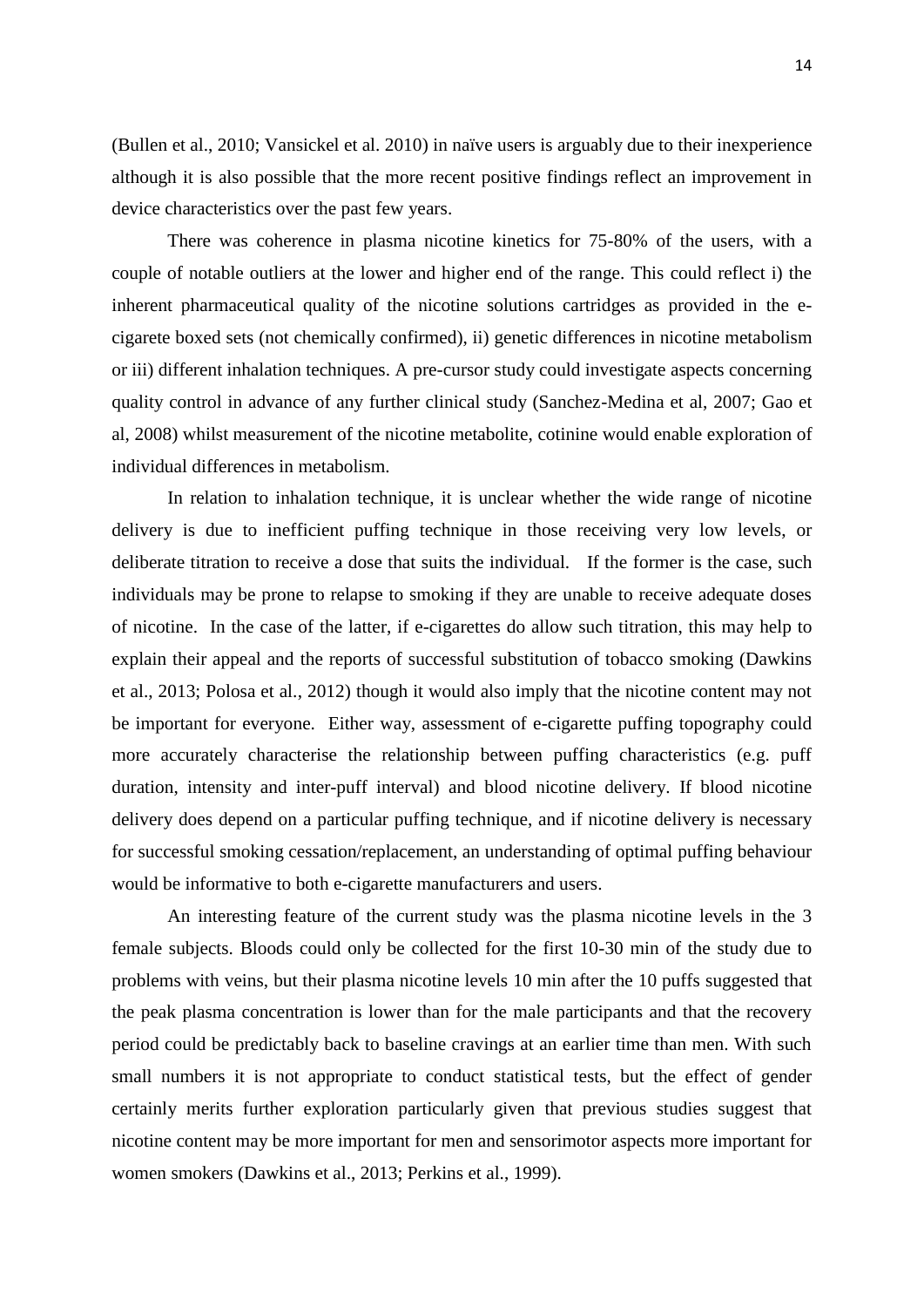(Bullen et al., 2010; Vansickel et al. 2010) in naïve users is arguably due to their inexperience although it is also possible that the more recent positive findings reflect an improvement in device characteristics over the past few years.

There was coherence in plasma nicotine kinetics for 75-80% of the users, with a couple of notable outliers at the lower and higher end of the range. This could reflect i) the inherent pharmaceutical quality of the nicotine solutions cartridges as provided in the e-cigarete boxed sets (not chemically confirmed), ii) genetic differences in nicotine metabolism or iii) different inhalation techniques. A pre-cursor study could investigate aspects concerning quality control in advance of any further clinical study (Sanchez-Medina et al, 2007; Gao et al, 2008) whilst measurement of the nicotine metabolite, cotinine would enable exploration of individual differences in metabolism.

In relation to inhalation technique, it is unclear whether the wide range of nicotine delivery is due to inefficient puffing technique in those receiving very low levels, or deliberate titration to receive a dose that suits the individual. If the former is the case, such individuals may be prone to relapse to smoking if they are unable to receive adequate doses of nicotine. In the case of the latter, if e-cigarettes do allow such titration, this may help to explain their appeal and the reports of successful substitution of tobacco smoking (Dawkins et al., 2013; Polosa et al., 2012) though it would also imply that the nicotine content may not be important for everyone. Either way, assessment of e-cigarette puffing topography could more accurately characterise the relationship between puffing characteristics (e.g. puff duration, intensity and inter-puff interval) and blood nicotine delivery. If blood nicotine delivery does depend on a particular puffing technique, and if nicotine delivery is necessary for successful smoking cessation/replacement, an understanding of optimal puffing behaviour would be informative to both e-cigarette manufacturers and users.

An interesting feature of the current study was the plasma nicotine levels in the 3 female subjects. Bloods could only be collected for the first 10-30 min of the study due to problems with veins, but their plasma nicotine levels 10 min after the 10 puffs suggested that the peak plasma concentration is lower than for the male participants and that the recovery period could be predictably back to baseline cravings at an earlier time than men. With such small numbers it is not appropriate to conduct statistical tests, but the effect of gender certainly merits further exploration particularly given that previous studies suggest that nicotine content may be more important for men and sensorimotor aspects more important for women smokers (Dawkins et al., 2013; Perkins et al., 1999).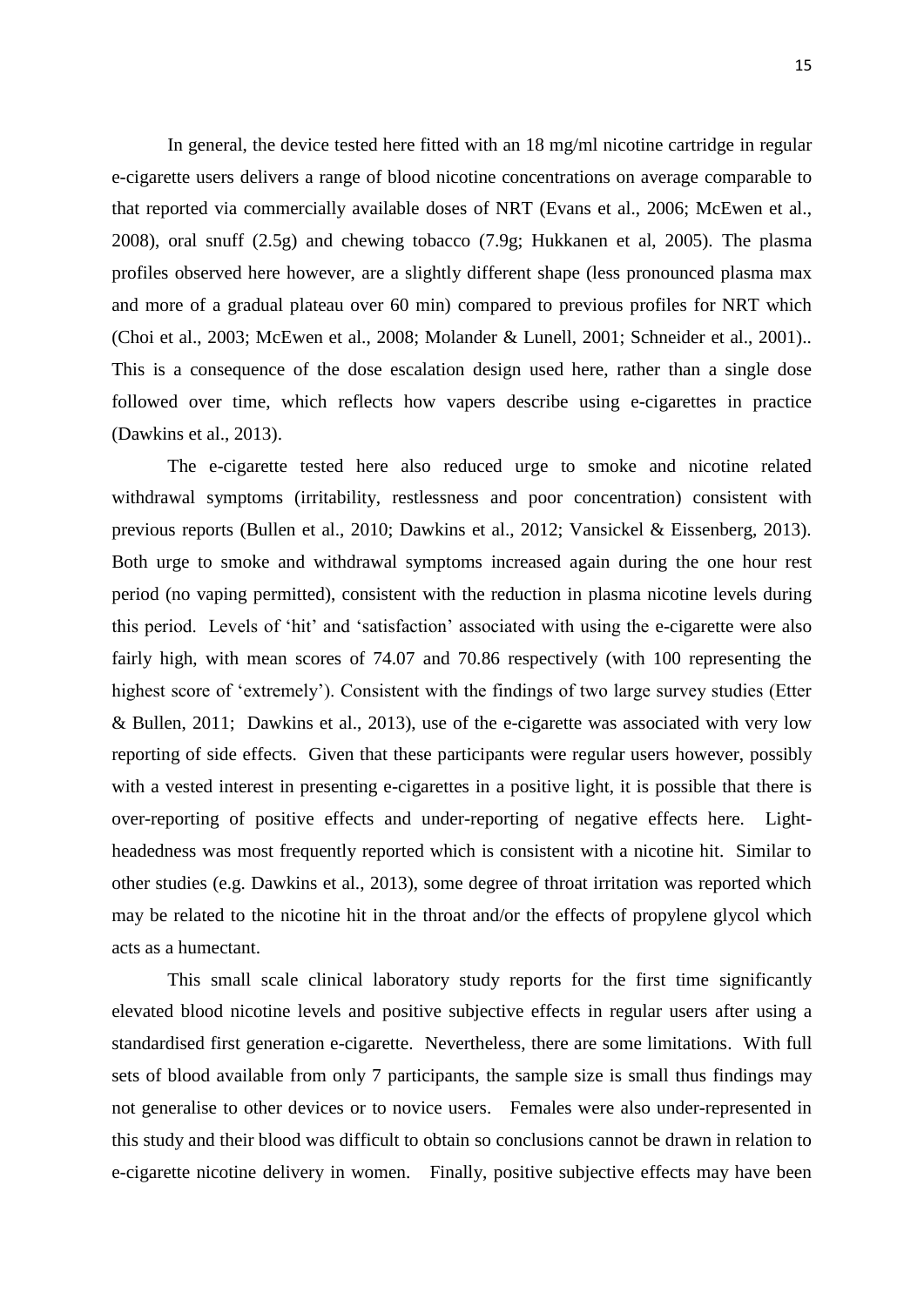In general, the device tested here fitted with an 18 mg/ml nicotine cartridge in regular e-cigarette users delivers a range of blood nicotine concentrations on average comparable to that reported via commercially available doses of NRT (Evans et al., 2006; McEwen et al., 2008), oral snuff (2.5g) and chewing tobacco (7.9g; Hukkanen et al, 2005). The plasma profiles observed here however, are a slightly different shape (less pronounced plasma max and more of a gradual plateau over 60 min) compared to previous profiles for NRT which (Choi et al., 2003; McEwen et al., 2008; Molander & Lunell, 2001; Schneider et al., 2001).. This is a consequence of the dose escalation design used here, rather than a single dose followed over time, which reflects how vapers describe using e-cigarettes in practice (Dawkins et al., 2013).

The e-cigarette tested here also reduced urge to smoke and nicotine related withdrawal symptoms (irritability, restlessness and poor concentration) consistent with previous reports (Bullen et al., 2010; Dawkins et al., 2012; Vansickel & Eissenberg, 2013). Both urge to smoke and withdrawal symptoms increased again during the one hour rest period (no vaping permitted), consistent with the reduction in plasma nicotine levels during this period. Levels of 'hit' and 'satisfaction' associated with using the e-cigarette were also fairly high, with mean scores of 74.07 and 70.86 respectively (with 100 representing the highest score of 'extremely'). Consistent with the findings of two large survey studies (Etter & Bullen, 2011; Dawkins et al., 2013), use of the e-cigarette was associated with very low reporting of side effects. Given that these participants were regular users however, possibly with a vested interest in presenting e-cigarettes in a positive light, it is possible that there is over-reporting of positive effects and under-reporting of negative effects here. Light-headedness was most frequently reported which is consistent with a nicotine hit. Similar to other studies (e.g. Dawkins et al., 2013), some degree of throat irritation was reported which may be related to the nicotine hit in the throat and/or the effects of propylene glycol which acts as a humectant.

This small scale clinical laboratory study reports for the first time significantly elevated blood nicotine levels and positive subjective effects in regular users after using a standardised first generation e-cigarette. Nevertheless, there are some limitations. With full sets of blood available from only 7 participants, the sample size is small thus findings may not generalise to other devices or to novice users. Females were also under-represented in this study and their blood was difficult to obtain so conclusions cannot be drawn in relation to e-cigarette nicotine delivery in women. Finally, positive subjective effects may have been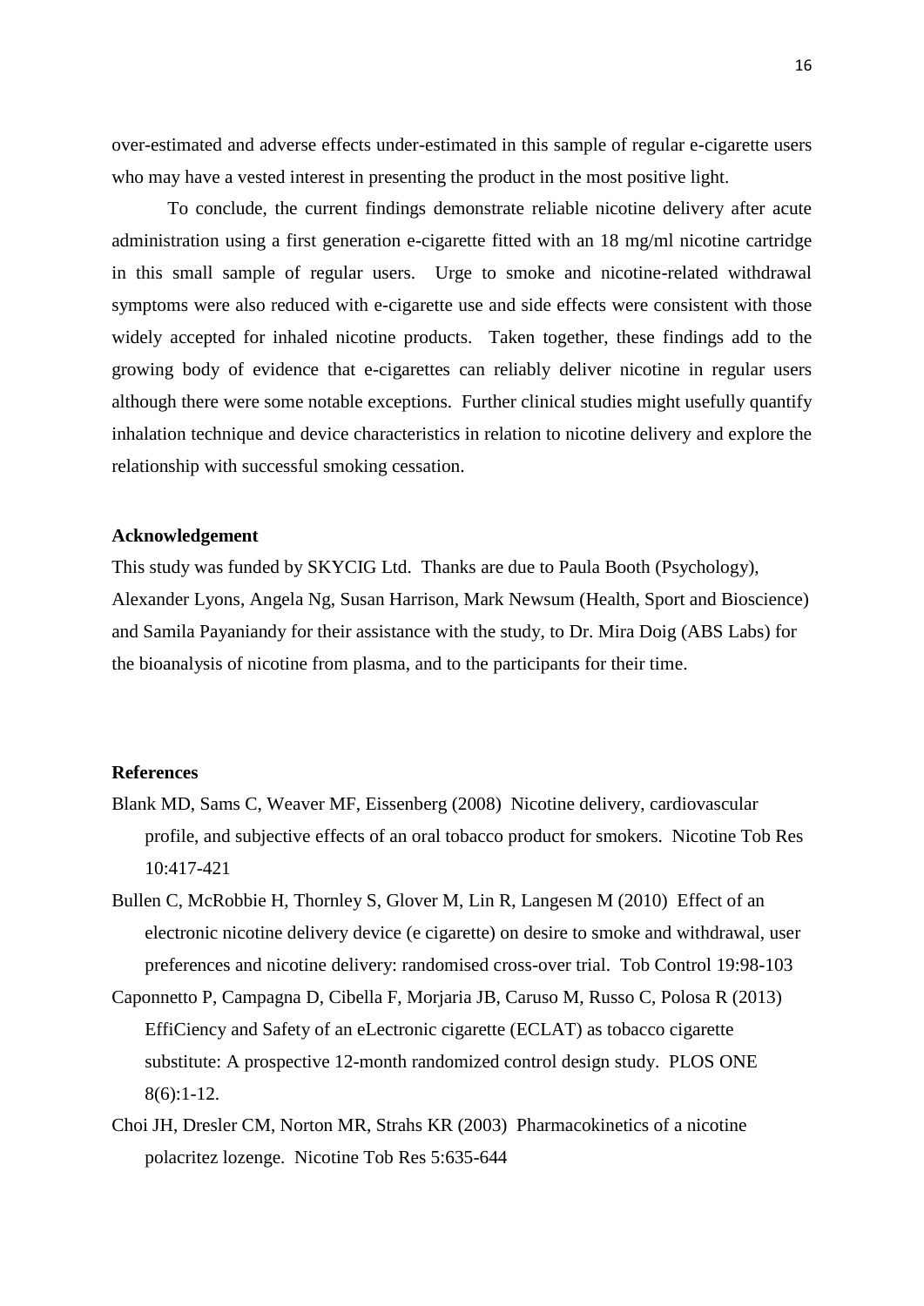over-estimated and adverse effects under-estimated in this sample of regular e-cigarette users who may have a vested interest in presenting the product in the most positive light.

To conclude, the current findings demonstrate reliable nicotine delivery after acute administration using a first generation e-cigarette fitted with an 18 mg/ml nicotine cartridge in this small sample of regular users. Urge to smoke and nicotine-related withdrawal symptoms were also reduced with e-cigarette use and side effects were consistent with those widely accepted for inhaled nicotine products. Taken together, these findings add to the growing body of evidence that e-cigarettes can reliably deliver nicotine in regular users although there were some notable exceptions. Further clinical studies might usefully quantify inhalation technique and device characteristics in relation to nicotine delivery and explore the relationship with successful smoking cessation.

**Acknowledgement**

This study was funded by SKYCIG Ltd. Thanks are due to Paula Booth (Psychology), Alexander Lyons, Angela Ng, Susan Harrison, Mark Newsum (Health, Sport and Bioscience) and Samila Payaniandy for their assistance with the study, to Dr. Mira Doig (ABS Labs) for the bioanalysis of nicotine from plasma, and to the participants for their time.

**References**

Blank MD, Sams C, Weaver MF, Eissenberg (2008) Nicotine delivery, cardiovascular profile, and subjective effects of an oral tobacco product for smokers. Nicotine Tob Res 10:417-421

Bullen C, McRobbie H, Thornley S, Glover M, Lin R, Langesen M (2010) Effect of an electronic nicotine delivery device (e cigarette) on desire to smoke and withdrawal, user preferences and nicotine delivery: randomised cross-over trial. Tob Control 19:98-103

Caponnetto P, Campagna D, Cibella F, Morjaria JB, Caruso M, Russo C, Polosa R (2013) EffiCiency and Safety of an eLectronic cigarette (ECLAT) as tobacco cigarette substitute: A prospective 12-month randomized control design study. PLOS ONE 8(6):1-12.

Choi JH, Dresler CM, Norton MR, Strahs KR (2003) Pharmacokinetics of a nicotine polacritez lozenge. Nicotine Tob Res 5:635-644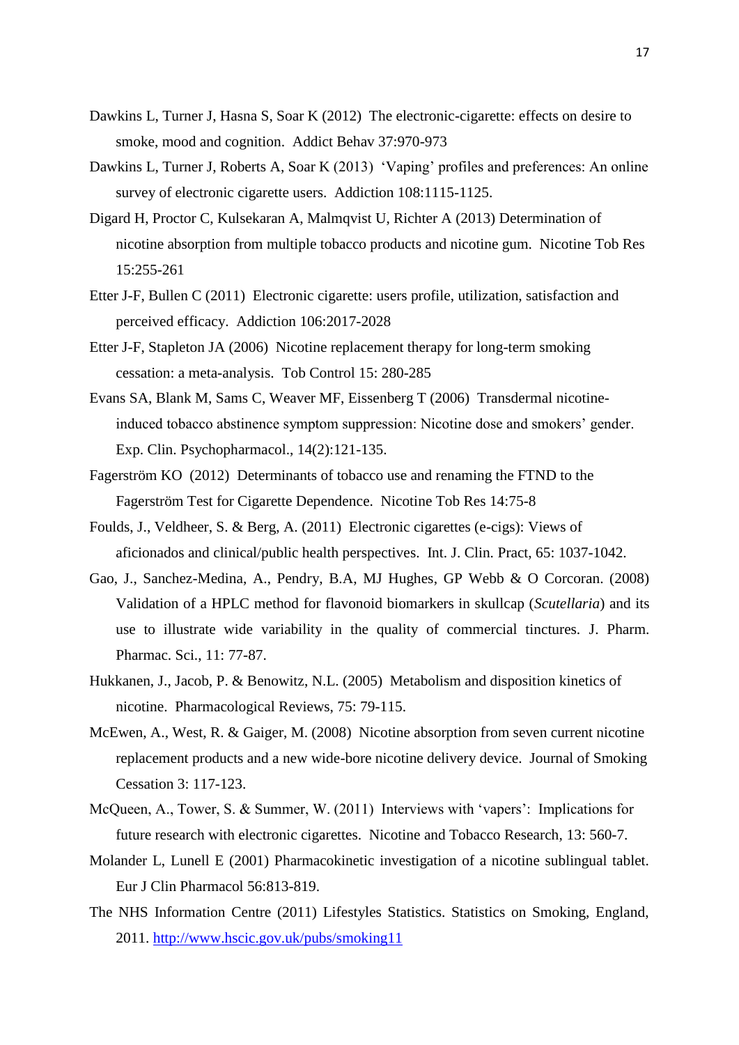Dawkins L, Turner J, Hasna S, Soar K (2012) The electronic-cigarette: effects on desire to smoke, mood and cognition. Addict Behav 37:970-973

Dawkins L, Turner J, Roberts A, Soar K (2013) 'Vaping' profiles and preferences: An online survey of electronic cigarette users. Addiction 108:1115-1125.

Digard H, Proctor C, Kulsekaran A, Malmqvist U, Richter A (2013) Determination of nicotine absorption from multiple tobacco products and nicotine gum. Nicotine Tob Res 15:255-261

Etter J-F, Bullen C (2011) Electronic cigarette: users profile, utilization, satisfaction and perceived efficacy. Addiction 106:2017-2028

Etter J-F, Stapleton JA (2006) Nicotine replacement therapy for long-term smoking cessation: a meta-analysis. Tob Control 15: 280-285

Evans SA, Blank M, Sams C, Weaver MF, Eissenberg T (2006) Transdermal nicotine-induced tobacco abstinence symptom suppression: Nicotine dose and smokers' gender. Exp. Clin. Psychopharmacol., 14(2):121-135.

Fagerström KO (2012) Determinants of tobacco use and renaming the FTND to the Fagerström Test for Cigarette Dependence. Nicotine Tob Res 14:75-8

Foulds, J., Veldheer, S. & Berg, A. (2011) Electronic cigarettes (e-cigs): Views of aficionados and clinical/public health perspectives. Int. J. Clin. Pract, 65: 1037-1042.

Gao, J., Sanchez-Medina, A., Pendry, B.A, MJ Hughes, GP Webb & O Corcoran. (2008) Validation of a HPLC method for flavonoid biomarkers in skullcap (*Scutellaria*) and its use to illustrate wide variability in the quality of commercial tinctures. J. Pharm. Pharmac. Sci., 11: 77-87.

Hukkanen, J., Jacob, P. & Benowitz, N.L. (2005) Metabolism and disposition kinetics of nicotine. Pharmacological Reviews, 75: 79-115.

McEwen, A., West, R. & Gaiger, M. (2008) Nicotine absorption from seven current nicotine replacement products and a new wide-bore nicotine delivery device. Journal of Smoking Cessation 3: 117-123.

McQueen, A., Tower, S. & Summer, W. (2011) Interviews with 'vapers': Implications for future research with electronic cigarettes. Nicotine and Tobacco Research, 13: 560-7.

Molander L, Lunell E (2001) Pharmacokinetic investigation of a nicotine sublingual tablet. Eur J Clin Pharmacol 56:813-819.

The NHS Information Centre (2011) Lifestyles Statistics. Statistics on Smoking, England, 2011. http://www.hscic.gov.uk/pubs/smoking11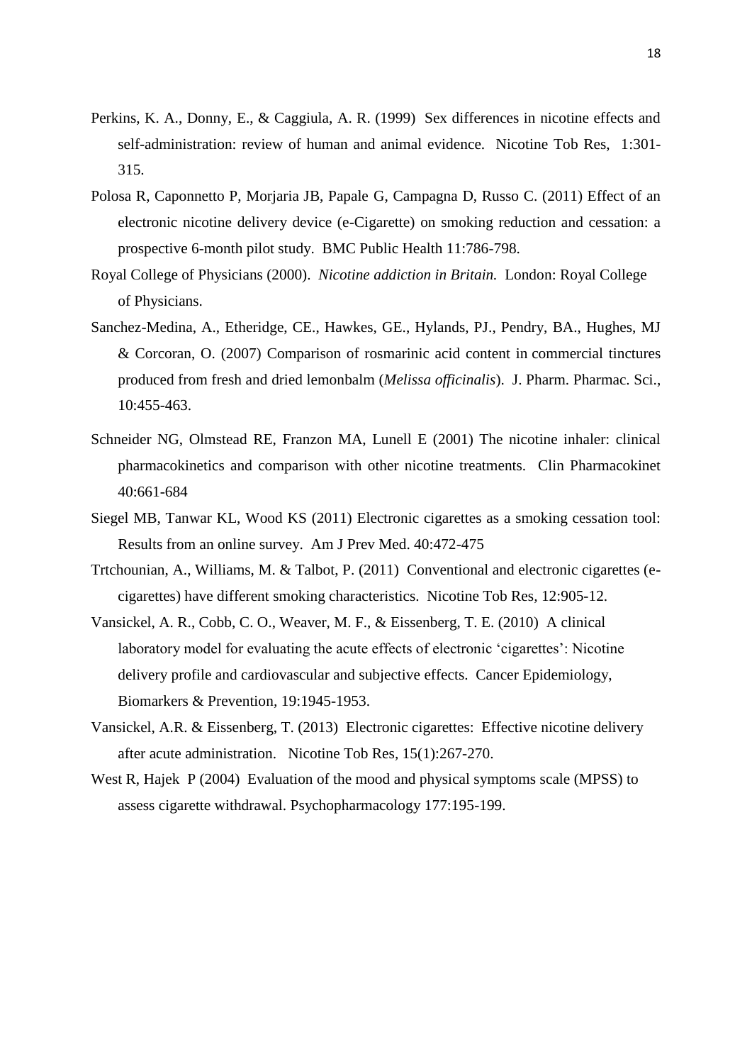Perkins, K. A., Donny, E., & Caggiula, A. R. (1999) Sex differences in nicotine effects and self-administration: review of human and animal evidence. Nicotine Tob Res, 1:301-315.

Polosa R, Caponnetto P, Morjaria JB, Papale G, Campagna D, Russo C. (2011) Effect of an electronic nicotine delivery device (e-Cigarette) on smoking reduction and cessation: a prospective 6-month pilot study. BMC Public Health 11:786-798.

Royal College of Physicians (2000). *Nicotine addiction in Britain.* London: Royal College of Physicians.

Sanchez-Medina, A., Etheridge, CE., Hawkes, GE., Hylands, PJ., Pendry, BA., Hughes, MJ & Corcoran, O. (2007) Comparison of rosmarinic acid content in commercial tinctures produced from fresh and dried lemonbalm (*Melissa officinalis*). J. Pharm. Pharmac. Sci., 10:455-463.

Schneider NG, Olmstead RE, Franzon MA, Lunell E (2001) The nicotine inhaler: clinical pharmacokinetics and comparison with other nicotine treatments. Clin Pharmacokinet 40:661-684

Siegel MB, Tanwar KL, Wood KS (2011) Electronic cigarettes as a smoking cessation tool: Results from an online survey. Am J Prev Med. 40:472-475

Trtchounian, A., Williams, M. & Talbot, P. (2011) Conventional and electronic cigarettes (e-cigarettes) have different smoking characteristics. Nicotine Tob Res, 12:905-12.

Vansickel, A. R., Cobb, C. O., Weaver, M. F., & Eissenberg, T. E. (2010) A clinical laboratory model for evaluating the acute effects of electronic 'cigarettes': Nicotine delivery profile and cardiovascular and subjective effects. Cancer Epidemiology, Biomarkers & Prevention, 19:1945-1953.

Vansickel, A.R. & Eissenberg, T. (2013) Electronic cigarettes: Effective nicotine delivery after acute administration. Nicotine Tob Res, 15(1):267-270.

West R, Hajek P (2004) Evaluation of the mood and physical symptoms scale (MPSS) to assess cigarette withdrawal. Psychopharmacology 177:195-199.